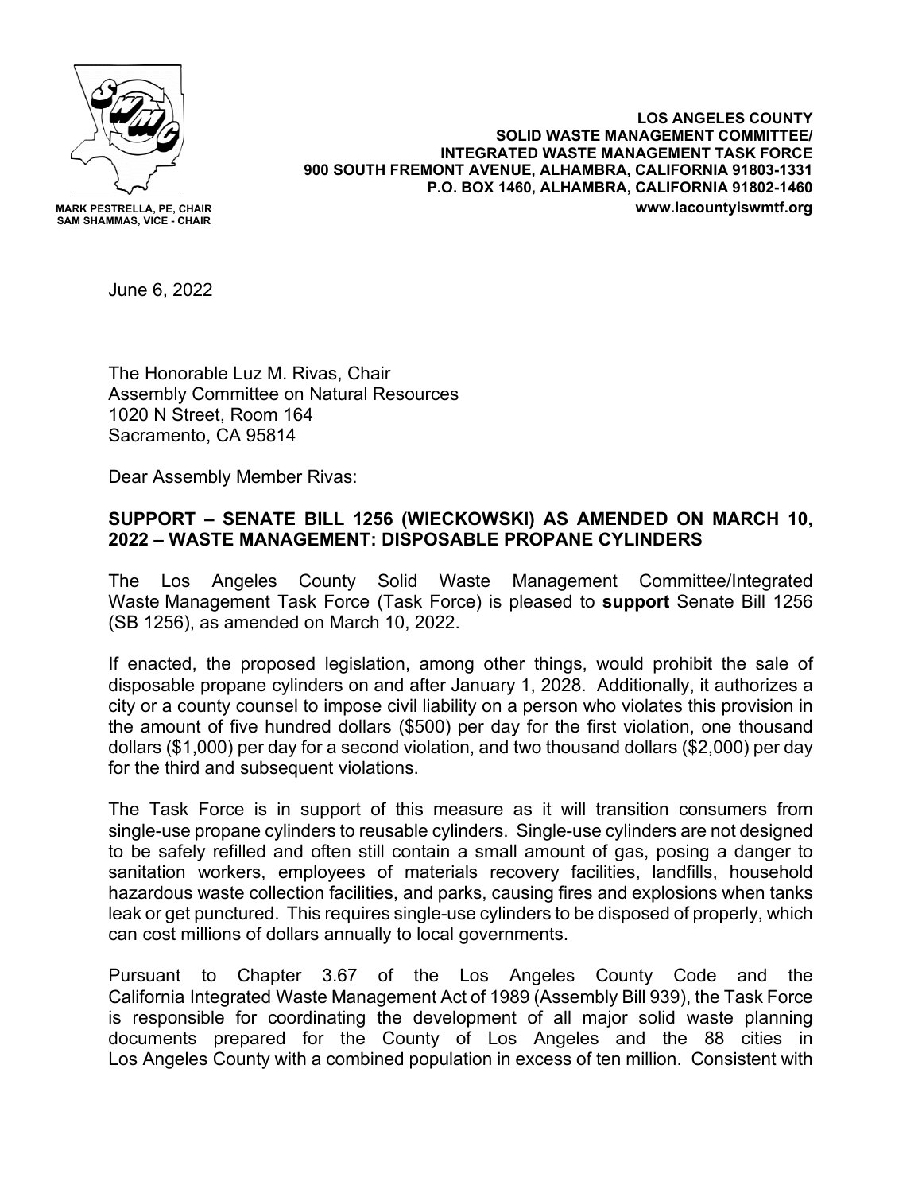MARK PESTRELLA, PE, CHAIR
SAM SHAMMAS, VICE - CHAIR

**LOS ANGELES COUNTY**
**SOLID WASTE MANAGEMENT COMMITTEE/**
**INTEGRATED WASTE MANAGEMENT TASK FORCE**
**900 SOUTH FREMONT AVENUE, ALHAMBRA, CALIFORNIA 91803-1331**
**P.O. BOX 1460, ALHAMBRA, CALIFORNIA 91802-1460**
**www.lacountyiswmtf.org**

June 6, 2022

The Honorable Luz M. Rivas, Chair
Assembly Committee on Natural Resources
1020 N Street, Room 164
Sacramento, CA 95814

Dear Assembly Member Rivas:

**SUPPORT – SENATE BILL 1256 (WIECKOWSKI) AS AMENDED ON MARCH 10, 2022 – WASTE MANAGEMENT: DISPOSABLE PROPANE CYLINDERS**

The Los Angeles County Solid Waste Management Committee/Integrated Waste Management Task Force (Task Force) is pleased to **support** Senate Bill 1256 (SB 1256), as amended on March 10, 2022.

If enacted, the proposed legislation, among other things, would prohibit the sale of disposable propane cylinders on and after January 1, 2028. Additionally, it authorizes a city or a county counsel to impose civil liability on a person who violates this provision in the amount of five hundred dollars ($500) per day for the first violation, one thousand dollars ($1,000) per day for a second violation, and two thousand dollars ($2,000) per day for the third and subsequent violations.

The Task Force is in support of this measure as it will transition consumers from single-use propane cylinders to reusable cylinders. Single-use cylinders are not designed to be safely refilled and often still contain a small amount of gas, posing a danger to sanitation workers, employees of materials recovery facilities, landfills, household hazardous waste collection facilities, and parks, causing fires and explosions when tanks leak or get punctured. This requires single-use cylinders to be disposed of properly, which can cost millions of dollars annually to local governments.

Pursuant to Chapter 3.67 of the Los Angeles County Code and the California Integrated Waste Management Act of 1989 (Assembly Bill 939), the Task Force is responsible for coordinating the development of all major solid waste planning documents prepared for the County of Los Angeles and the 88 cities in Los Angeles County with a combined population in excess of ten million. Consistent with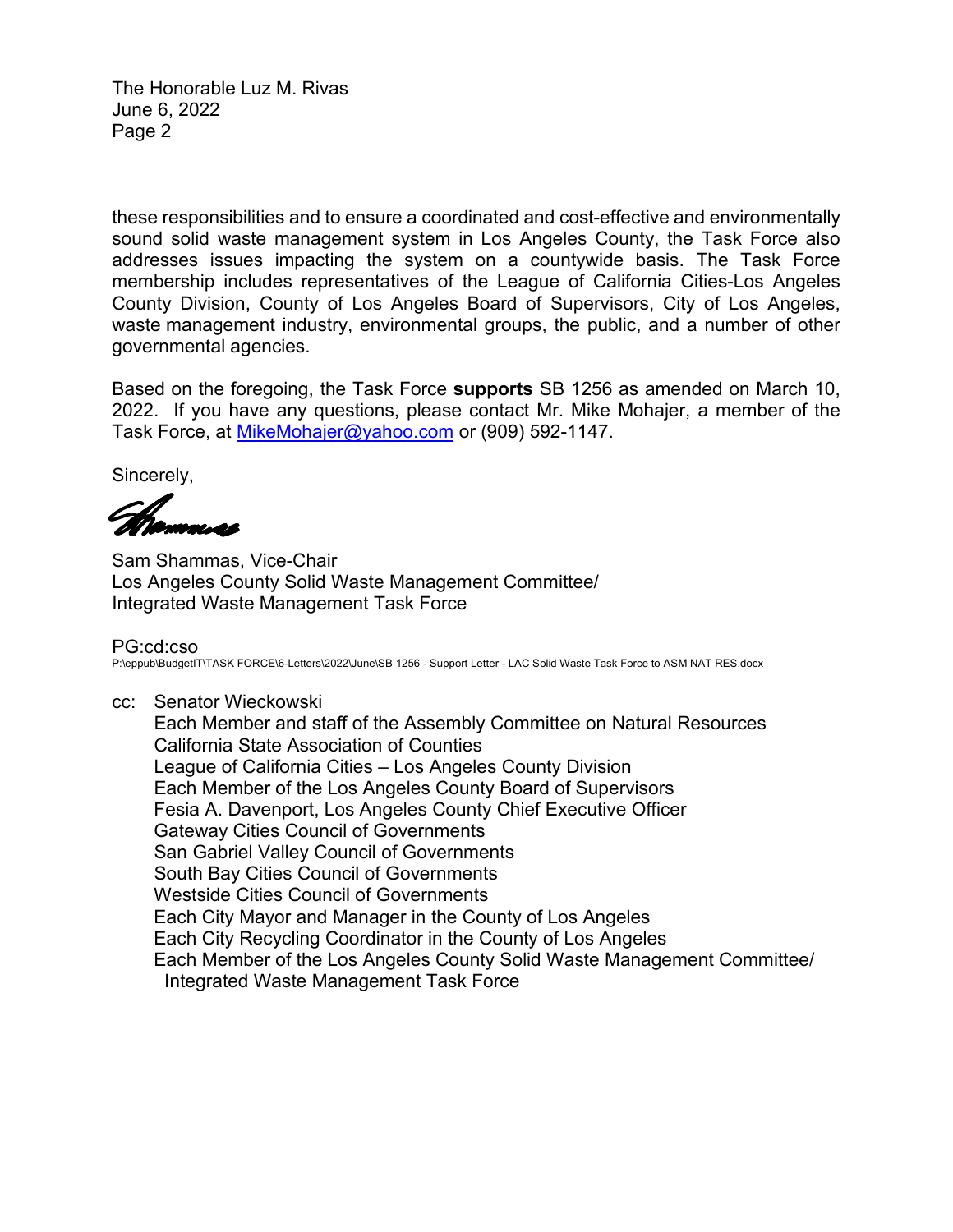these responsibilities and to ensure a coordinated and cost-effective and environmentally sound solid waste management system in Los Angeles County, the Task Force also addresses issues impacting the system on a countywide basis. The Task Force membership includes representatives of the League of California Cities-Los Angeles County Division, County of Los Angeles Board of Supervisors, City of Los Angeles, waste management industry, environmental groups, the public, and a number of other governmental agencies.

Based on the foregoing, the Task Force **supports** SB 1256 as amended on March 10, 2022. If you have any questions, please contact Mr. Mike Mohajer, a member of the Task Force, at MikeMohajer@yahoo.com or (909) 592-1147.

Sincerely,

Sam Shammas, Vice-Chair
Los Angeles County Solid Waste Management Committee/
Integrated Waste Management Task Force

PG:cd:cso
P:\eppub\BudgetIT\TASK FORCE\6-Letters\2022\June\SB 1256 - Support Letter - LAC Solid Waste Task Force to ASM NAT RES.docx

cc: Senator Wieckowski
Each Member and staff of the Assembly Committee on Natural Resources
California State Association of Counties
League of California Cities – Los Angeles County Division
Each Member of the Los Angeles County Board of Supervisors
Fesia A. Davenport, Los Angeles County Chief Executive Officer
Gateway Cities Council of Governments
San Gabriel Valley Council of Governments
South Bay Cities Council of Governments
Westside Cities Council of Governments
Each City Mayor and Manager in the County of Los Angeles
Each City Recycling Coordinator in the County of Los Angeles
Each Member of the Los Angeles County Solid Waste Management Committee/
Integrated Waste Management Task Force